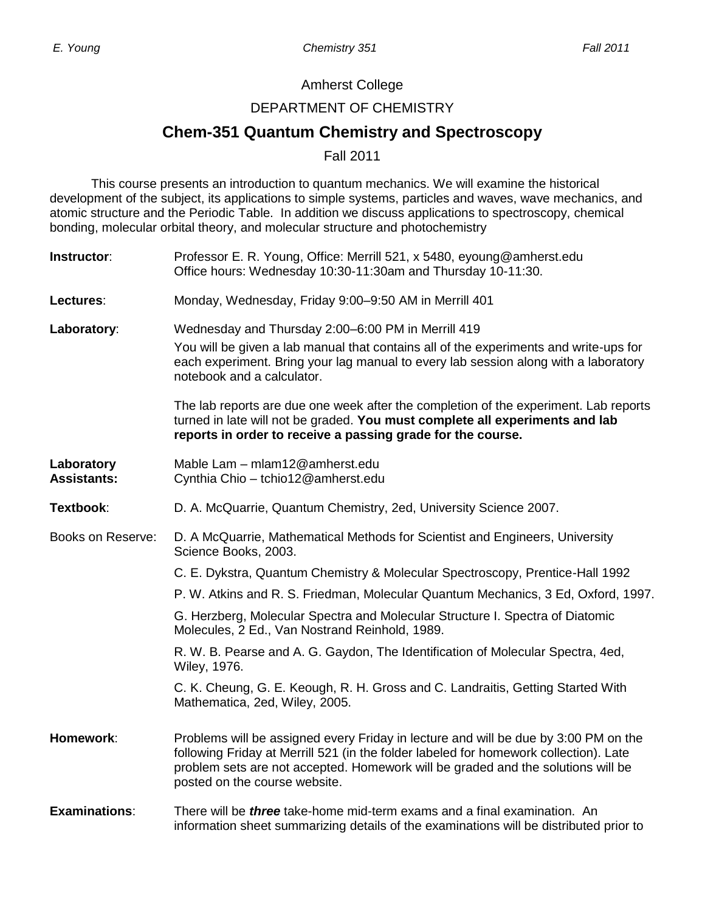Amherst College

DEPARTMENT OF CHEMISTRY

# Chem-351 Quantum Chemistry and Spectroscopy

Fall 2011

This course presents an introduction to quantum mechanics. We will examine the historical development of the subject, its applications to simple systems, particles and waves, wave mechanics, and atomic structure and the Periodic Table. In addition we discuss applications to spectroscopy, chemical bonding, molecular orbital theory, and molecular structure and photochemistry

**Instructor**: Professor E. R. Young, Office: Merrill 521, x 5480, eyoung@amherst.edu
Office hours: Wednesday 10:30-11:30am and Thursday 10-11:30.

**Lectures**: Monday, Wednesday, Friday 9:00–9:50 AM in Merrill 401

**Laboratory**: Wednesday and Thursday 2:00–6:00 PM in Merrill 419

You will be given a lab manual that contains all of the experiments and write-ups for each experiment. Bring your lag manual to every lab session along with a laboratory notebook and a calculator.

The lab reports are due one week after the completion of the experiment. Lab reports turned in late will not be graded. **You must complete all experiments and lab reports in order to receive a passing grade for the course.**

**Laboratory Assistants:** Mable Lam – mlam12@amherst.edu
Cynthia Chio – tchio12@amherst.edu

**Textbook**: D. A. McQuarrie, Quantum Chemistry, 2ed, University Science 2007.

Books on Reserve:

- D. A McQuarrie, Mathematical Methods for Scientist and Engineers, University Science Books, 2003.
- C. E. Dykstra, Quantum Chemistry & Molecular Spectroscopy, Prentice-Hall 1992
- P. W. Atkins and R. S. Friedman, Molecular Quantum Mechanics, 3 Ed, Oxford, 1997.
- G. Herzberg, Molecular Spectra and Molecular Structure I. Spectra of Diatomic Molecules, 2 Ed., Van Nostrand Reinhold, 1989.
- R. W. B. Pearse and A. G. Gaydon, The Identification of Molecular Spectra, 4ed, Wiley, 1976.
- C. K. Cheung, G. E. Keough, R. H. Gross and C. Landraitis, Getting Started With Mathematica, 2ed, Wiley, 2005.

**Homework**: Problems will be assigned every Friday in lecture and will be due by 3:00 PM on the following Friday at Merrill 521 (in the folder labeled for homework collection). Late problem sets are not accepted. Homework will be graded and the solutions will be posted on the course website.

**Examinations**: There will be ***three*** take-home mid-term exams and a final examination. An information sheet summarizing details of the examinations will be distributed prior to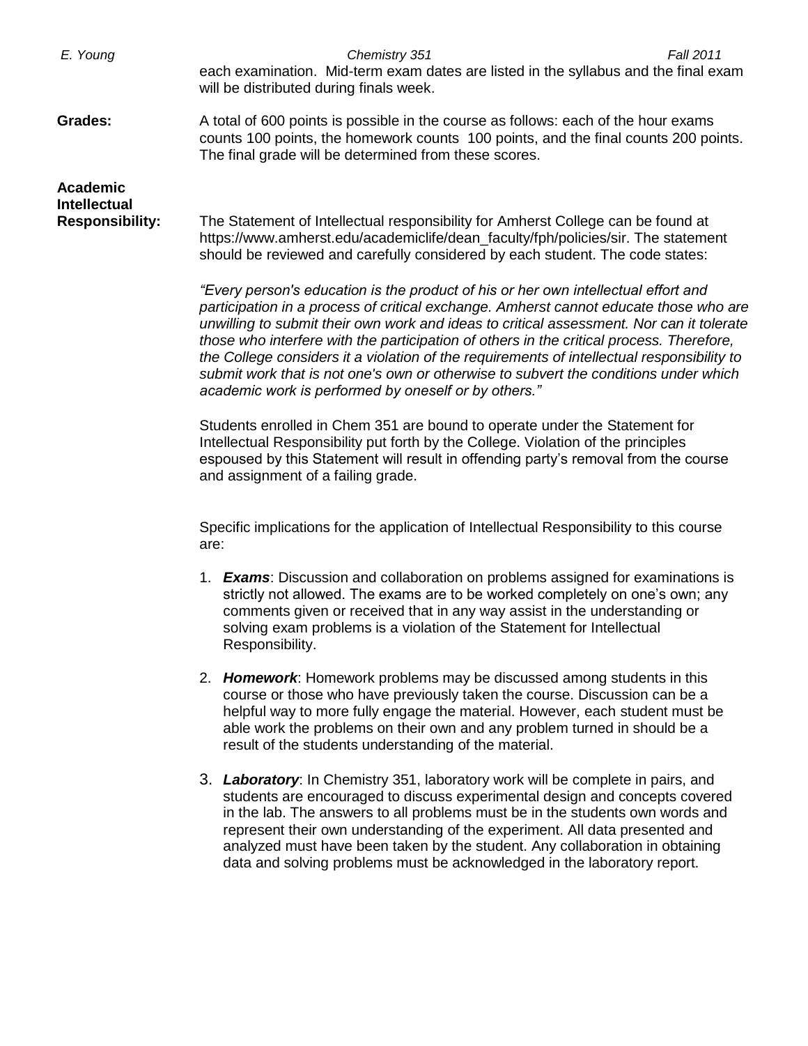each examination. Mid-term exam dates are listed in the syllabus and the final exam will be distributed during finals week.

**Grades:** A total of 600 points is possible in the course as follows: each of the hour exams counts 100 points, the homework counts 100 points, and the final counts 200 points. The final grade will be determined from these scores.

**Academic Intellectual Responsibility:** The Statement of Intellectual responsibility for Amherst College can be found at https://www.amherst.edu/academiclife/dean_faculty/fph/policies/sir. The statement should be reviewed and carefully considered by each student. The code states:

*"Every person's education is the product of his or her own intellectual effort and participation in a process of critical exchange. Amherst cannot educate those who are unwilling to submit their own work and ideas to critical assessment. Nor can it tolerate those who interfere with the participation of others in the critical process. Therefore, the College considers it a violation of the requirements of intellectual responsibility to submit work that is not one's own or otherwise to subvert the conditions under which academic work is performed by oneself or by others."*

Students enrolled in Chem 351 are bound to operate under the Statement for Intellectual Responsibility put forth by the College. Violation of the principles espoused by this Statement will result in offending party's removal from the course and assignment of a failing grade.

Specific implications for the application of Intellectual Responsibility to this course are:

1. ***Exams***: Discussion and collaboration on problems assigned for examinations is strictly not allowed. The exams are to be worked completely on one's own; any comments given or received that in any way assist in the understanding or solving exam problems is a violation of the Statement for Intellectual Responsibility.

2. ***Homework***: Homework problems may be discussed among students in this course or those who have previously taken the course. Discussion can be a helpful way to more fully engage the material. However, each student must be able work the problems on their own and any problem turned in should be a result of the students understanding of the material.

3. ***Laboratory***: In Chemistry 351, laboratory work will be complete in pairs, and students are encouraged to discuss experimental design and concepts covered in the lab. The answers to all problems must be in the students own words and represent their own understanding of the experiment. All data presented and analyzed must have been taken by the student. Any collaboration in obtaining data and solving problems must be acknowledged in the laboratory report.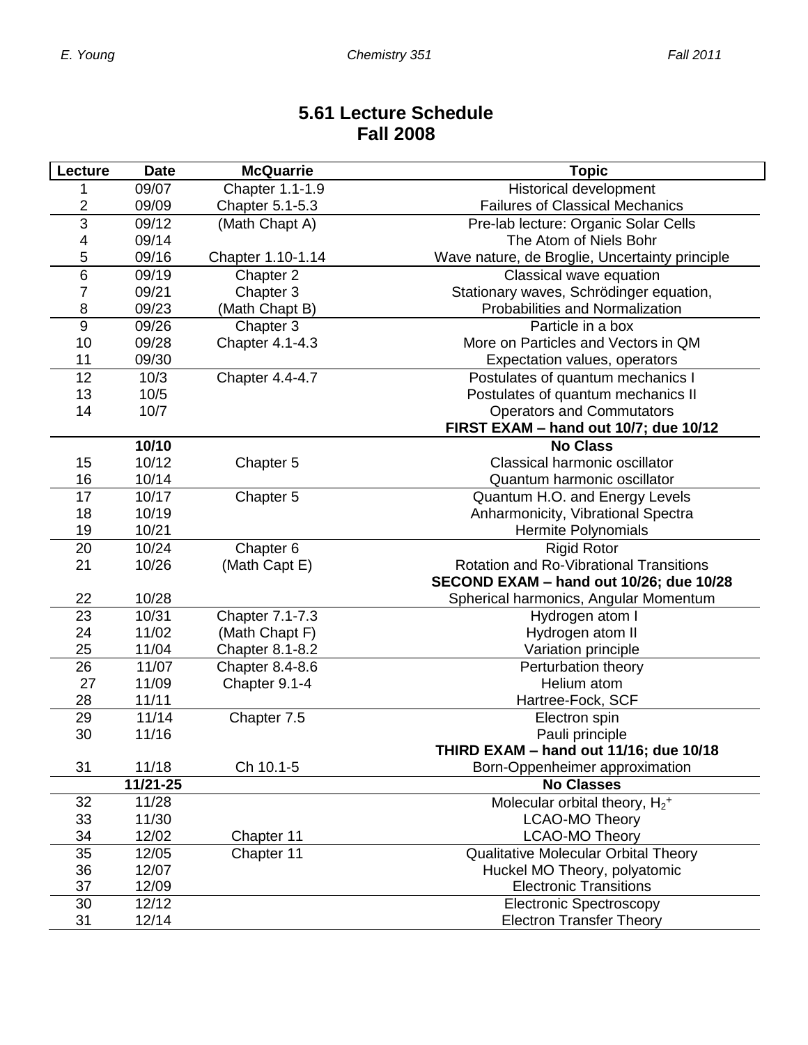# 5.61 Lecture Schedule
# Fall 2008

| Lecture | Date | McQuarrie | Topic |
|---|---|---|---|
| 1 | 09/07 | Chapter 1.1-1.9 | Historical development |
| 2 | 09/09 | Chapter 5.1-5.3 | Failures of Classical Mechanics |
| 3 | 09/12 | (Math Chapt A) | Pre-lab lecture: Organic Solar Cells |
| 4 | 09/14 | | The Atom of Niels Bohr |
| 5 | 09/16 | Chapter 1.10-1.14 | Wave nature, de Broglie, Uncertainty principle |
| 6 | 09/19 | Chapter 2 | Classical wave equation |
| 7 | 09/21 | Chapter 3 | Stationary waves, Schrödinger equation, |
| 8 | 09/23 | (Math Chapt B) | Probabilities and Normalization |
| 9 | 09/26 | Chapter 3 | Particle in a box |
| 10 | 09/28 | Chapter 4.1-4.3 | More on Particles and Vectors in QM |
| 11 | 09/30 | | Expectation values, operators |
| 12 | 10/3 | Chapter 4.4-4.7 | Postulates of quantum mechanics I |
| 13 | 10/5 | | Postulates of quantum mechanics II |
| 14 | 10/7 | | Operators and Commutators |
| | | | **FIRST EXAM – hand out 10/7; due 10/12** |
| | **10/10** | | **No Class** |
| 15 | 10/12 | Chapter 5 | Classical harmonic oscillator |
| 16 | 10/14 | | Quantum harmonic oscillator |
| 17 | 10/17 | Chapter 5 | Quantum H.O. and Energy Levels |
| 18 | 10/19 | | Anharmonicity, Vibrational Spectra |
| 19 | 10/21 | | Hermite Polynomials |
| 20 | 10/24 | Chapter 6 | Rigid Rotor |
| 21 | 10/26 | (Math Capt E) | Rotation and Ro-Vibrational Transitions |
| | | | **SECOND EXAM – hand out 10/26; due 10/28** |
| 22 | 10/28 | | Spherical harmonics, Angular Momentum |
| 23 | 10/31 | Chapter 7.1-7.3 | Hydrogen atom I |
| 24 | 11/02 | (Math Chapt F) | Hydrogen atom II |
| 25 | 11/04 | Chapter 8.1-8.2 | Variation principle |
| 26 | 11/07 | Chapter 8.4-8.6 | Perturbation theory |
| 27 | 11/09 | Chapter 9.1-4 | Helium atom |
| 28 | 11/11 | | Hartree-Fock, SCF |
| 29 | 11/14 | Chapter 7.5 | Electron spin |
| 30 | 11/16 | | Pauli principle |
| | | | **THIRD EXAM – hand out 11/16; due 10/18** |
| 31 | 11/18 | Ch 10.1-5 | Born-Oppenheimer approximation |
| | **11/21-25** | | **No Classes** |
| 32 | 11/28 | | Molecular orbital theory, $H_2^+$ |
| 33 | 11/30 | | LCAO-MO Theory |
| 34 | 12/02 | Chapter 11 | LCAO-MO Theory |
| 35 | 12/05 | Chapter 11 | Qualitative Molecular Orbital Theory |
| 36 | 12/07 | | Huckel MO Theory, polyatomic |
| 37 | 12/09 | | Electronic Transitions |
| 30 | 12/12 | | Electronic Spectroscopy |
| 31 | 12/14 | | Electron Transfer Theory |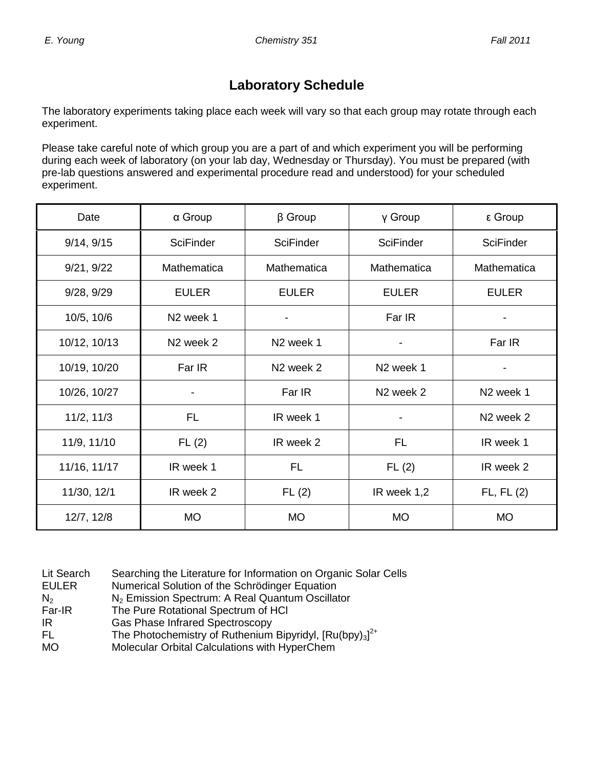# Laboratory Schedule

The laboratory experiments taking place each week will vary so that each group may rotate through each experiment.

Please take careful note of which group you are a part of and which experiment you will be performing during each week of laboratory (on your lab day, Wednesday or Thursday). You must be prepared (with pre-lab questions answered and experimental procedure read and understood) for your scheduled experiment.

| Date | α Group | β Group | γ Group | ε Group |
|---|---|---|---|---|
| 9/14, 9/15 | SciFinder | SciFinder | SciFinder | SciFinder |
| 9/21, 9/22 | Mathematica | Mathematica | Mathematica | Mathematica |
| 9/28, 9/29 | EULER | EULER | EULER | EULER |
| 10/5, 10/6 | N2 week 1 | - | Far IR | - |
| 10/12, 10/13 | N2 week 2 | N2 week 1 | - | Far IR |
| 10/19, 10/20 | Far IR | N2 week 2 | N2 week 1 | - |
| 10/26, 10/27 | - | Far IR | N2 week 2 | N2 week 1 |
| 11/2, 11/3 | FL | IR week 1 | - | N2 week 2 |
| 11/9, 11/10 | FL (2) | IR week 2 | FL | IR week 1 |
| 11/16, 11/17 | IR week 1 | FL | FL (2) | IR week 2 |
| 11/30, 12/1 | IR week 2 | FL (2) | IR week 1,2 | FL, FL (2) |
| 12/7, 12/8 | MO | MO | MO | MO |

Lit Search — Searching the Literature for Information on Organic Solar Cells
EULER — Numerical Solution of the Schrödinger Equation
$N_2$ — $N_2$ Emission Spectrum: A Real Quantum Oscillator
Far-IR — The Pure Rotational Spectrum of HCl
IR — Gas Phase Infrared Spectroscopy
FL — The Photochemistry of Ruthenium Bipyridyl, $[Ru(bpy)_3]^{2+}$
MO — Molecular Orbital Calculations with HyperChem